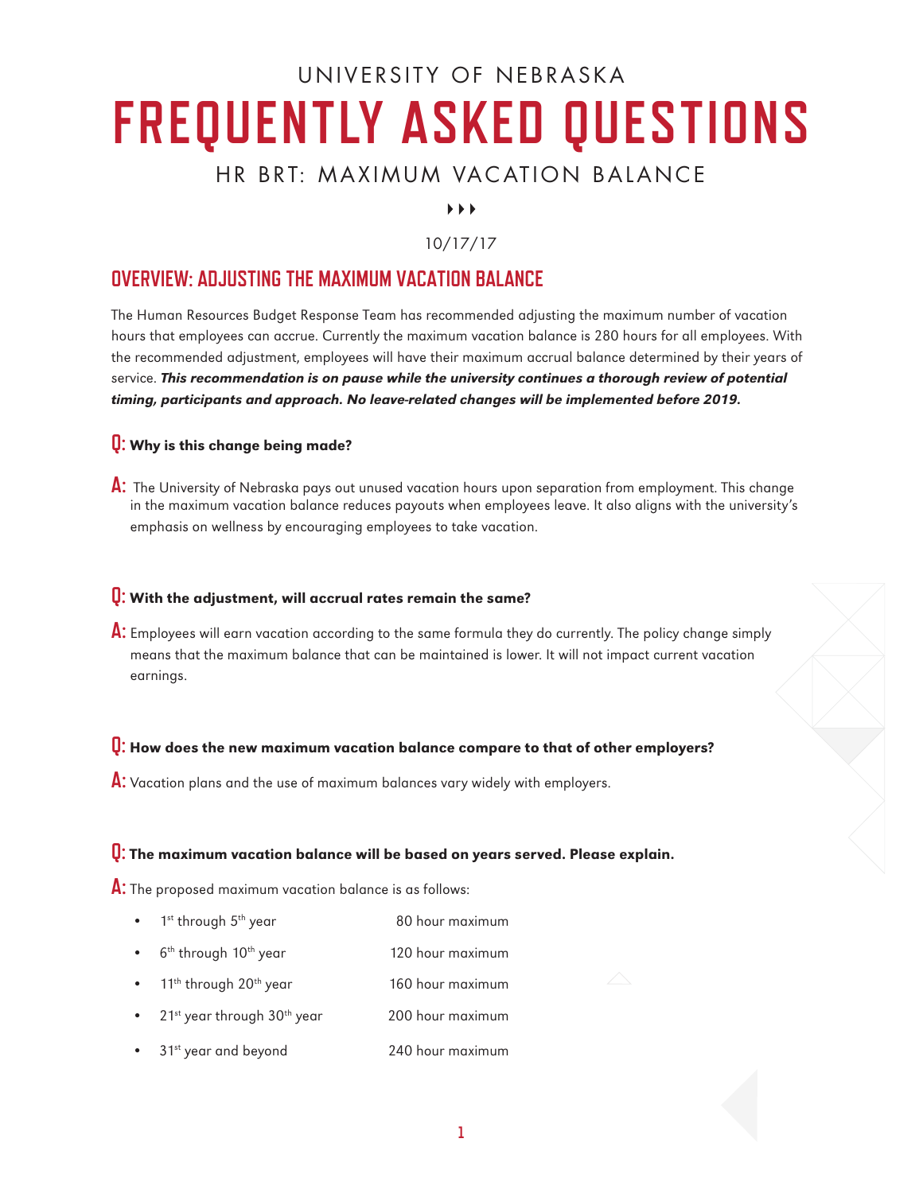UNIVERSITY OF NEBRASKA

# FREQUENTLY ASKED QUESTIONS

## HR BRT: MAXIMUM VACATION BALANCE

10/17/17

## OVERVIEW: ADJUSTING THE MAXIMUM VACATION BALANCE

The Human Resources Budget Response Team has recommended adjusting the maximum number of vacation hours that employees can accrue. Currently the maximum vacation balance is 280 hours for all employees. With the recommended adjustment, employees will have their maximum accrual balance determined by their years of service. ***This recommendation is on pause while the university continues a thorough review of potential timing, participants and approach. No leave-related changes will be implemented before 2019.***

**Q: Why is this change being made?**

**A:** The University of Nebraska pays out unused vacation hours upon separation from employment. This change in the maximum vacation balance reduces payouts when employees leave. It also aligns with the university's emphasis on wellness by encouraging employees to take vacation.

**Q: With the adjustment, will accrual rates remain the same?**

**A:** Employees will earn vacation according to the same formula they do currently. The policy change simply means that the maximum balance that can be maintained is lower. It will not impact current vacation earnings.

**Q: How does the new maximum vacation balance compare to that of other employers?**

**A:** Vacation plans and the use of maximum balances vary widely with employers.

**Q: The maximum vacation balance will be based on years served. Please explain.**

**A:** The proposed maximum vacation balance is as follows:

- 1st through 5th year — 80 hour maximum
- 6th through 10th year — 120 hour maximum
- 11th through 20th year — 160 hour maximum
- 21st year through 30th year — 200 hour maximum
- 31st year and beyond — 240 hour maximum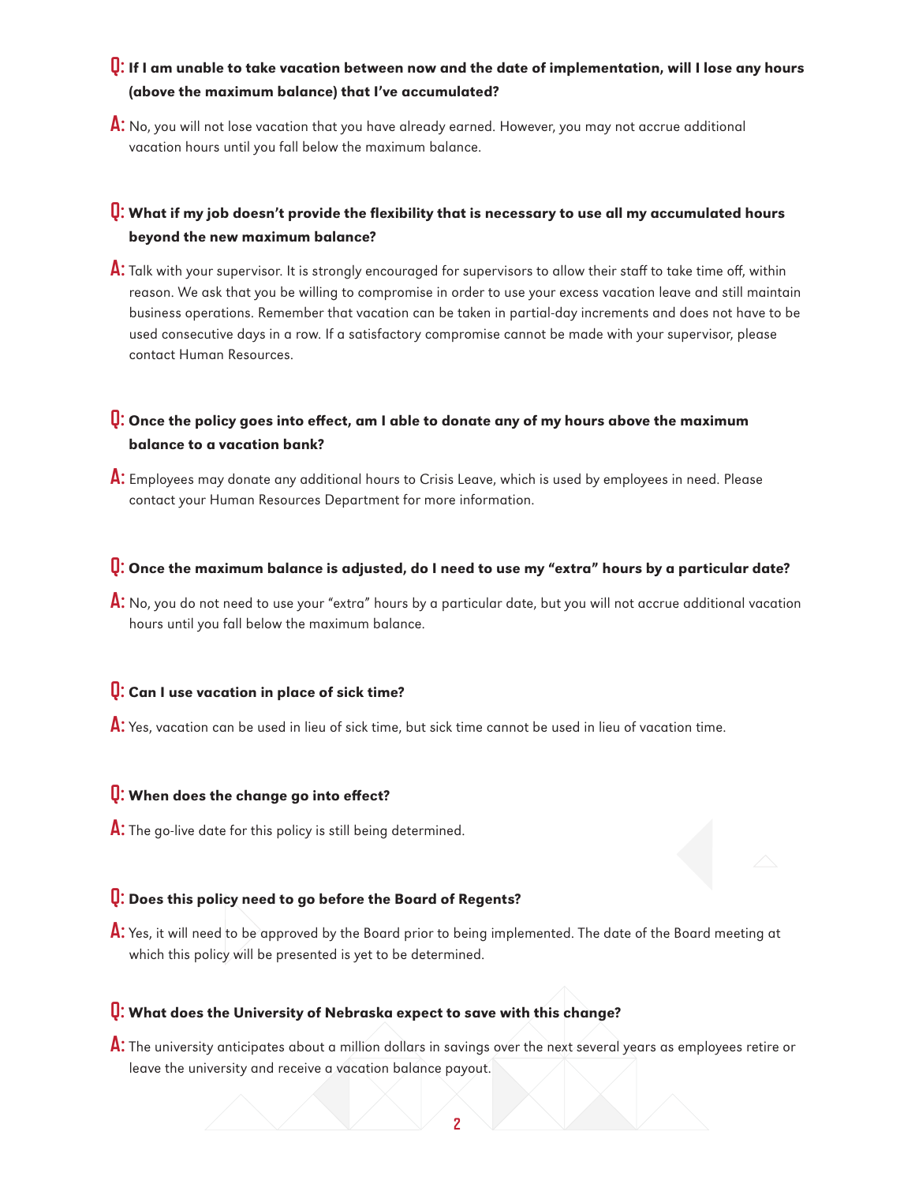**Q: If I am unable to take vacation between now and the date of implementation, will I lose any hours (above the maximum balance) that I've accumulated?**

**A:** No, you will not lose vacation that you have already earned. However, you may not accrue additional vacation hours until you fall below the maximum balance.

**Q: What if my job doesn't provide the flexibility that is necessary to use all my accumulated hours beyond the new maximum balance?**

**A:** Talk with your supervisor. It is strongly encouraged for supervisors to allow their staff to take time off, within reason. We ask that you be willing to compromise in order to use your excess vacation leave and still maintain business operations. Remember that vacation can be taken in partial-day increments and does not have to be used consecutive days in a row. If a satisfactory compromise cannot be made with your supervisor, please contact Human Resources.

**Q: Once the policy goes into effect, am I able to donate any of my hours above the maximum balance to a vacation bank?**

**A:** Employees may donate any additional hours to Crisis Leave, which is used by employees in need. Please contact your Human Resources Department for more information.

**Q: Once the maximum balance is adjusted, do I need to use my "extra" hours by a particular date?**

**A:** No, you do not need to use your "extra" hours by a particular date, but you will not accrue additional vacation hours until you fall below the maximum balance.

**Q: Can I use vacation in place of sick time?**

**A:** Yes, vacation can be used in lieu of sick time, but sick time cannot be used in lieu of vacation time.

**Q: When does the change go into effect?**

**A:** The go-live date for this policy is still being determined.

**Q: Does this policy need to go before the Board of Regents?**

**A:** Yes, it will need to be approved by the Board prior to being implemented. The date of the Board meeting at which this policy will be presented is yet to be determined.

**Q: What does the University of Nebraska expect to save with this change?**

**A:** The university anticipates about a million dollars in savings over the next several years as employees retire or leave the university and receive a vacation balance payout.